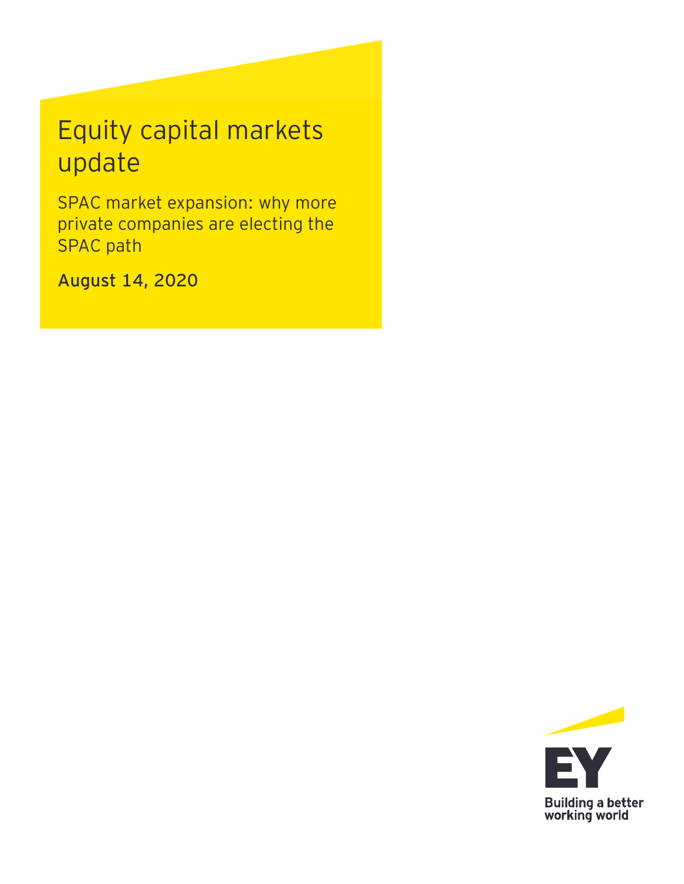# Equity capital markets update

## SPAC market expansion: why more private companies are electing the SPAC path

**August 14, 2020**

Building a better working world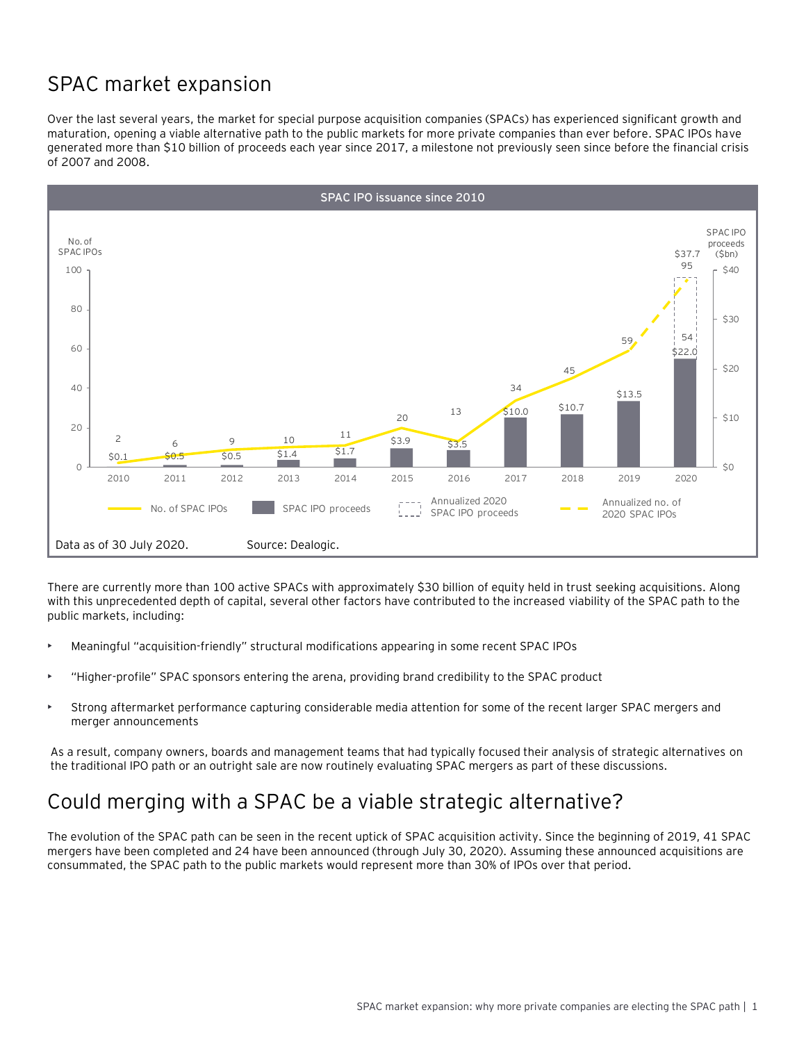# SPAC market expansion

Over the last several years, the market for special purpose acquisition companies (SPACs) has experienced significant growth and maturation, opening a viable alternative path to the public markets for more private companies than ever before. SPAC IPOs have generated more than $10 billion of proceeds each year since 2017, a milestone not previously seen since before the financial crisis of 2007 and 2008.

**SPAC IPO issuance since 2010**

| Year | No. of SPAC IPOs | SPAC IPO proceeds ($bn) |
|---|---|---|
| 2010 | 2 | $0.1 |
| 2011 | 6 | $0.5 |
| 2012 | 9 | $0.5 |
| 2013 | 10 | $1.4 |
| 2014 | 11 | $1.7 |
| 2015 | 20 | $3.9 |
| 2016 | 13 | $3.5 |
| 2017 | 34 | $10.0 |
| 2018 | 45 | $10.7 |
| 2019 | 59 | $13.5 |
| 2020 | 54 | $22.0 |
| 2020 (annualized) | 95 | $37.7 |

Data as of 30 July 2020. Source: Dealogic.

There are currently more than 100 active SPACs with approximately $30 billion of equity held in trust seeking acquisitions. Along with this unprecedented depth of capital, several other factors have contributed to the increased viability of the SPAC path to the public markets, including:

- Meaningful "acquisition-friendly" structural modifications appearing in some recent SPAC IPOs
- "Higher-profile" SPAC sponsors entering the arena, providing brand credibility to the SPAC product
- Strong aftermarket performance capturing considerable media attention for some of the recent larger SPAC mergers and merger announcements

As a result, company owners, boards and management teams that had typically focused their analysis of strategic alternatives on the traditional IPO path or an outright sale are now routinely evaluating SPAC mergers as part of these discussions.

# Could merging with a SPAC be a viable strategic alternative?

The evolution of the SPAC path can be seen in the recent uptick of SPAC acquisition activity. Since the beginning of 2019, 41 SPAC mergers have been completed and 24 have been announced (through July 30, 2020). Assuming these announced acquisitions are consummated, the SPAC path to the public markets would represent more than 30% of IPOs over that period.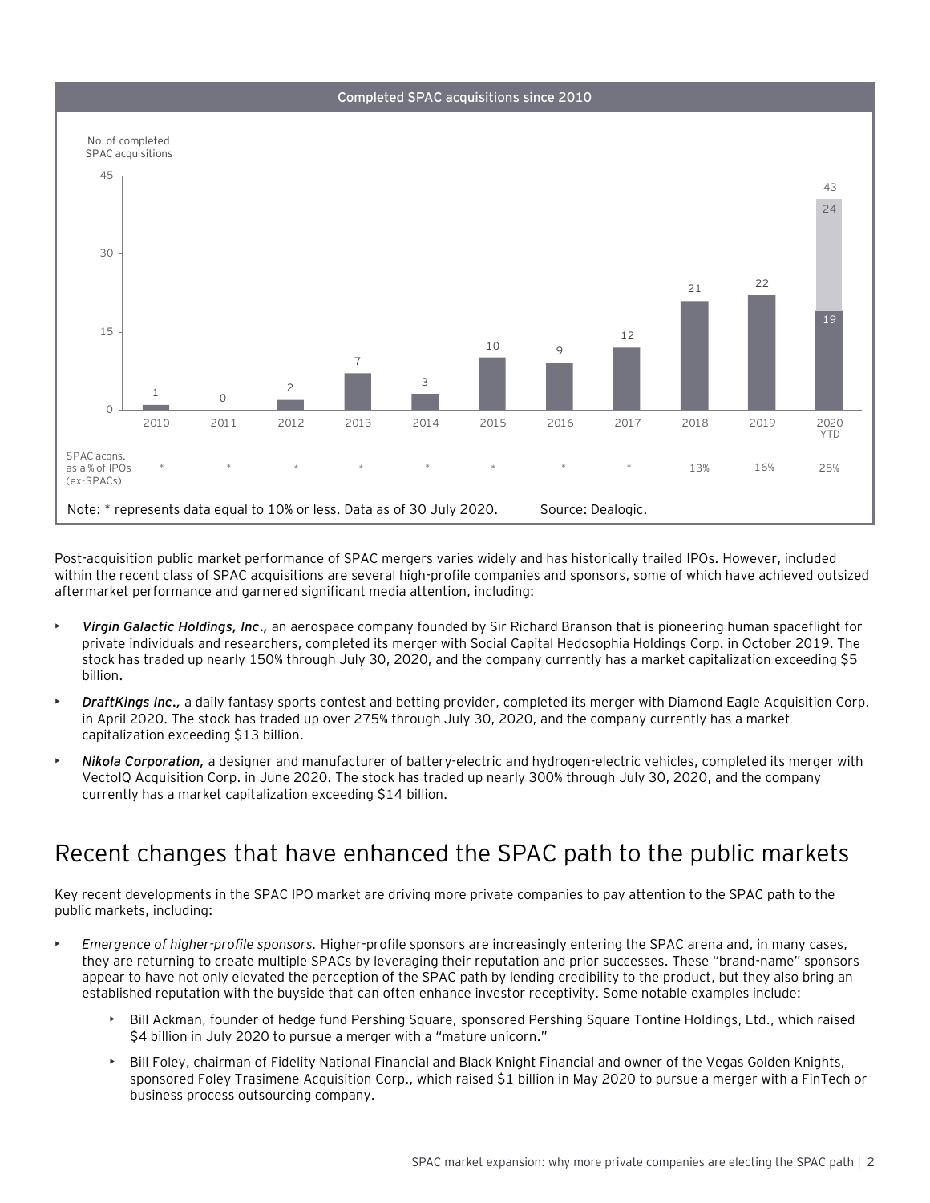**Completed SPAC acquisitions since 2010**

| | 2010 | 2011 | 2012 | 2013 | 2014 | 2015 | 2016 | 2017 | 2018 | 2019 | 2020 YTD |
|---|---|---|---|---|---|---|---|---|---|---|---|
| No. of completed SPAC acquisitions | 1 | 0 | 2 | 7 | 3 | 10 | 9 | 12 | 21 | 22 | 43 (19 + 24) |
| SPAC acqns. as a % of IPOs (ex-SPACs) | * | * | * | * | * | * | * | * | 13% | 16% | 25% |

Note: * represents data equal to 10% or less. Data as of 30 July 2020. Source: Dealogic.

Post-acquisition public market performance of SPAC mergers varies widely and has historically trailed IPOs. However, included within the recent class of SPAC acquisitions are several high-profile companies and sponsors, some of which have achieved outsized aftermarket performance and garnered significant media attention, including:

- ***Virgin Galactic Holdings, Inc.,*** an aerospace company founded by Sir Richard Branson that is pioneering human spaceflight for private individuals and researchers, completed its merger with Social Capital Hedosophia Holdings Corp. in October 2019. The stock has traded up nearly 150% through July 30, 2020, and the company currently has a market capitalization exceeding $5 billion.
- ***DraftKings Inc.,*** a daily fantasy sports contest and betting provider, completed its merger with Diamond Eagle Acquisition Corp. in April 2020. The stock has traded up over 275% through July 30, 2020, and the company currently has a market capitalization exceeding $13 billion.
- ***Nikola Corporation,*** a designer and manufacturer of battery-electric and hydrogen-electric vehicles, completed its merger with VectoIQ Acquisition Corp. in June 2020. The stock has traded up nearly 300% through July 30, 2020, and the company currently has a market capitalization exceeding $14 billion.

## Recent changes that have enhanced the SPAC path to the public markets

Key recent developments in the SPAC IPO market are driving more private companies to pay attention to the SPAC path to the public markets, including:

- *Emergence of higher-profile sponsors.* Higher-profile sponsors are increasingly entering the SPAC arena and, in many cases, they are returning to create multiple SPACs by leveraging their reputation and prior successes. These "brand-name" sponsors appear to have not only elevated the perception of the SPAC path by lending credibility to the product, but they also bring an established reputation with the buyside that can often enhance investor receptivity. Some notable examples include:
  - Bill Ackman, founder of hedge fund Pershing Square, sponsored Pershing Square Tontine Holdings, Ltd., which raised $4 billion in July 2020 to pursue a merger with a "mature unicorn."
  - Bill Foley, chairman of Fidelity National Financial and Black Knight Financial and owner of the Vegas Golden Knights, sponsored Foley Trasimene Acquisition Corp., which raised $1 billion in May 2020 to pursue a merger with a FinTech or business process outsourcing company.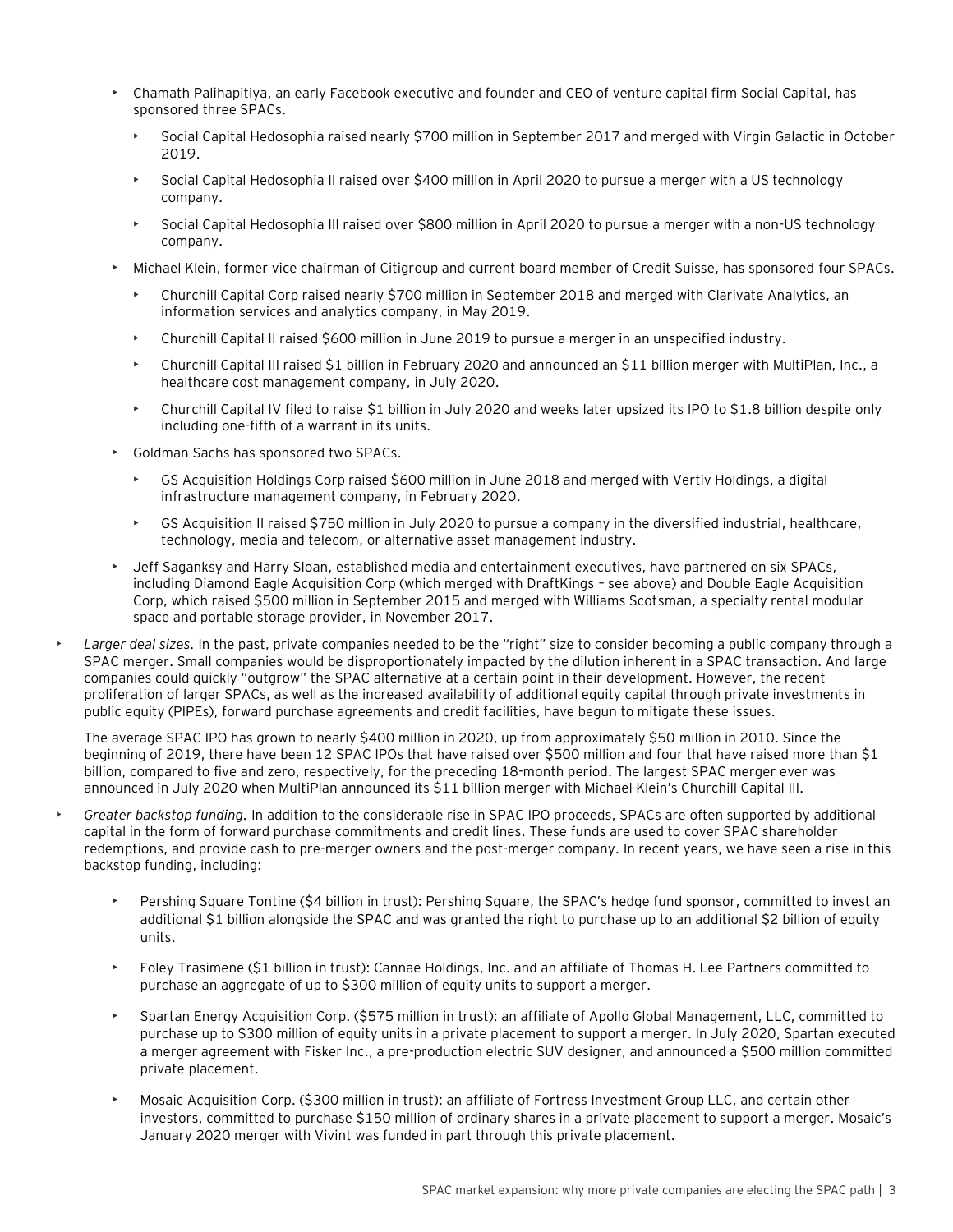- Chamath Palihapitiya, an early Facebook executive and founder and CEO of venture capital firm Social Capital, has sponsored three SPACs.
  - Social Capital Hedosophia raised nearly $700 million in September 2017 and merged with Virgin Galactic in October 2019.
  - Social Capital Hedosophia II raised over $400 million in April 2020 to pursue a merger with a US technology company.
  - Social Capital Hedosophia III raised over $800 million in April 2020 to pursue a merger with a non-US technology company.
- Michael Klein, former vice chairman of Citigroup and current board member of Credit Suisse, has sponsored four SPACs.
  - Churchill Capital Corp raised nearly $700 million in September 2018 and merged with Clarivate Analytics, an information services and analytics company, in May 2019.
  - Churchill Capital II raised $600 million in June 2019 to pursue a merger in an unspecified industry.
  - Churchill Capital III raised $1 billion in February 2020 and announced an $11 billion merger with MultiPlan, Inc., a healthcare cost management company, in July 2020.
  - Churchill Capital IV filed to raise $1 billion in July 2020 and weeks later upsized its IPO to $1.8 billion despite only including one-fifth of a warrant in its units.
- Goldman Sachs has sponsored two SPACs.
  - GS Acquisition Holdings Corp raised $600 million in June 2018 and merged with Vertiv Holdings, a digital infrastructure management company, in February 2020.
  - GS Acquisition II raised $750 million in July 2020 to pursue a company in the diversified industrial, healthcare, technology, media and telecom, or alternative asset management industry.
- Jeff Saganksy and Harry Sloan, established media and entertainment executives, have partnered on six SPACs, including Diamond Eagle Acquisition Corp (which merged with DraftKings – see above) and Double Eagle Acquisition Corp, which raised $500 million in September 2015 and merged with Williams Scotsman, a specialty rental modular space and portable storage provider, in November 2017.

- *Larger deal sizes.* In the past, private companies needed to be the "right" size to consider becoming a public company through a SPAC merger. Small companies would be disproportionately impacted by the dilution inherent in a SPAC transaction. And large companies could quickly "outgrow" the SPAC alternative at a certain point in their development. However, the recent proliferation of larger SPACs, as well as the increased availability of additional equity capital through private investments in public equity (PIPEs), forward purchase agreements and credit facilities, have begun to mitigate these issues.

  The average SPAC IPO has grown to nearly $400 million in 2020, up from approximately $50 million in 2010. Since the beginning of 2019, there have been 12 SPAC IPOs that have raised over $500 million and four that have raised more than $1 billion, compared to five and zero, respectively, for the preceding 18-month period. The largest SPAC merger ever was announced in July 2020 when MultiPlan announced its $11 billion merger with Michael Klein's Churchill Capital III.

- *Greater backstop funding.* In addition to the considerable rise in SPAC IPO proceeds, SPACs are often supported by additional capital in the form of forward purchase commitments and credit lines. These funds are used to cover SPAC shareholder redemptions, and provide cash to pre-merger owners and the post-merger company. In recent years, we have seen a rise in this backstop funding, including:

  - Pershing Square Tontine ($4 billion in trust): Pershing Square, the SPAC's hedge fund sponsor, committed to invest an additional $1 billion alongside the SPAC and was granted the right to purchase up to an additional $2 billion of equity units.
  - Foley Trasimene ($1 billion in trust): Cannae Holdings, Inc. and an affiliate of Thomas H. Lee Partners committed to purchase an aggregate of up to $300 million of equity units to support a merger.
  - Spartan Energy Acquisition Corp. ($575 million in trust): an affiliate of Apollo Global Management, LLC, committed to purchase up to $300 million of equity units in a private placement to support a merger. In July 2020, Spartan executed a merger agreement with Fisker Inc., a pre-production electric SUV designer, and announced a $500 million committed private placement.
  - Mosaic Acquisition Corp. ($300 million in trust): an affiliate of Fortress Investment Group LLC, and certain other investors, committed to purchase $150 million of ordinary shares in a private placement to support a merger. Mosaic's January 2020 merger with Vivint was funded in part through this private placement.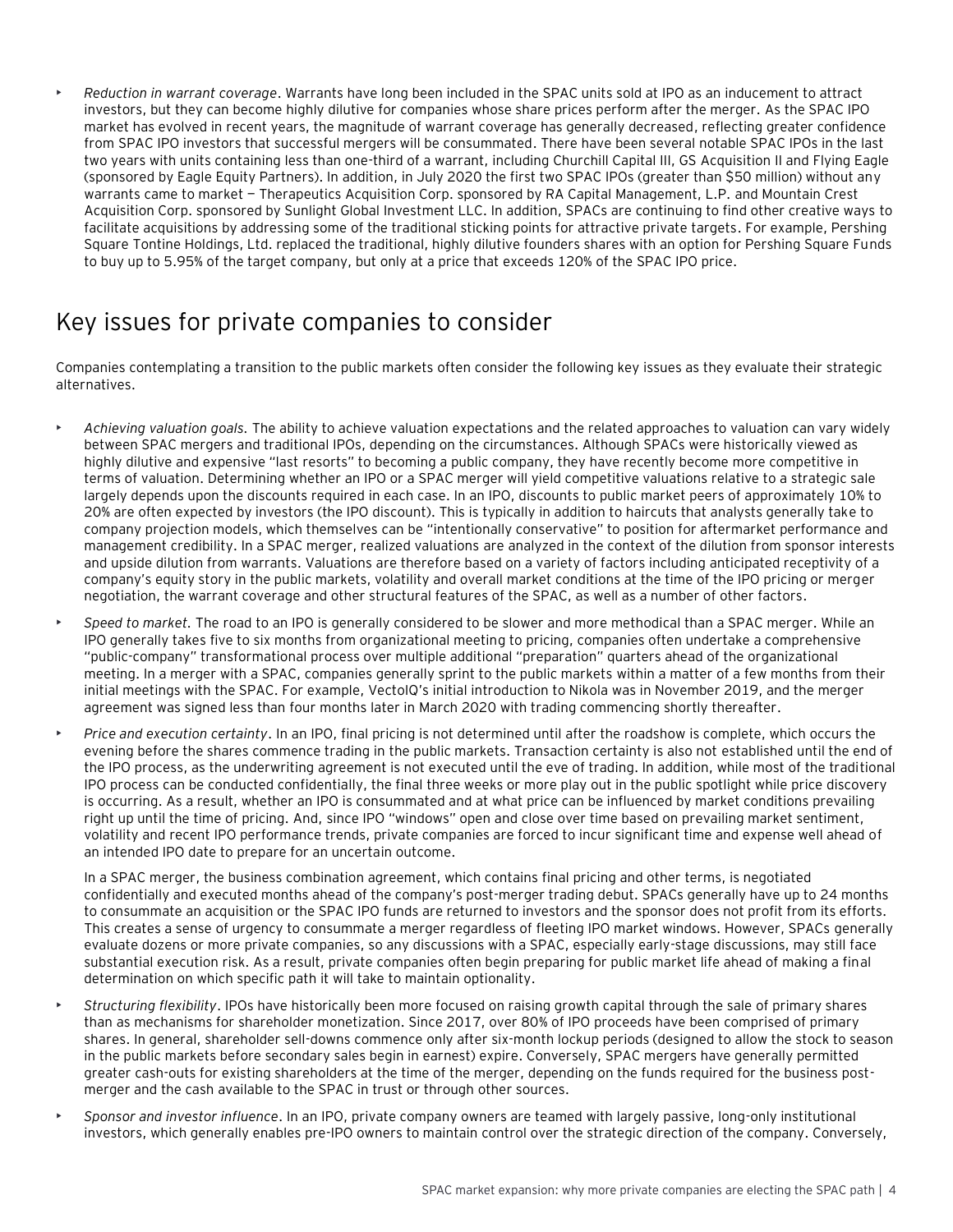- *Reduction in warrant coverage*. Warrants have long been included in the SPAC units sold at IPO as an inducement to attract investors, but they can become highly dilutive for companies whose share prices perform after the merger. As the SPAC IPO market has evolved in recent years, the magnitude of warrant coverage has generally decreased, reflecting greater confidence from SPAC IPO investors that successful mergers will be consummated. There have been several notable SPAC IPOs in the last two years with units containing less than one-third of a warrant, including Churchill Capital III, GS Acquisition II and Flying Eagle (sponsored by Eagle Equity Partners). In addition, in July 2020 the first two SPAC IPOs (greater than $50 million) without any warrants came to market — Therapeutics Acquisition Corp. sponsored by RA Capital Management, L.P. and Mountain Crest Acquisition Corp. sponsored by Sunlight Global Investment LLC. In addition, SPACs are continuing to find other creative ways to facilitate acquisitions by addressing some of the traditional sticking points for attractive private targets. For example, Pershing Square Tontine Holdings, Ltd. replaced the traditional, highly dilutive founders shares with an option for Pershing Square Funds to buy up to 5.95% of the target company, but only at a price that exceeds 120% of the SPAC IPO price.

## Key issues for private companies to consider

Companies contemplating a transition to the public markets often consider the following key issues as they evaluate their strategic alternatives.

- *Achieving valuation goals.* The ability to achieve valuation expectations and the related approaches to valuation can vary widely between SPAC mergers and traditional IPOs, depending on the circumstances. Although SPACs were historically viewed as highly dilutive and expensive "last resorts" to becoming a public company, they have recently become more competitive in terms of valuation. Determining whether an IPO or a SPAC merger will yield competitive valuations relative to a strategic sale largely depends upon the discounts required in each case. In an IPO, discounts to public market peers of approximately 10% to 20% are often expected by investors (the IPO discount). This is typically in addition to haircuts that analysts generally take to company projection models, which themselves can be "intentionally conservative" to position for aftermarket performance and management credibility. In a SPAC merger, realized valuations are analyzed in the context of the dilution from sponsor interests and upside dilution from warrants. Valuations are therefore based on a variety of factors including anticipated receptivity of a company's equity story in the public markets, volatility and overall market conditions at the time of the IPO pricing or merger negotiation, the warrant coverage and other structural features of the SPAC, as well as a number of other factors.

- *Speed to market.* The road to an IPO is generally considered to be slower and more methodical than a SPAC merger. While an IPO generally takes five to six months from organizational meeting to pricing, companies often undertake a comprehensive "public-company" transformational process over multiple additional "preparation" quarters ahead of the organizational meeting. In a merger with a SPAC, companies generally sprint to the public markets within a matter of a few months from their initial meetings with the SPAC. For example, VectoIQ's initial introduction to Nikola was in November 2019, and the merger agreement was signed less than four months later in March 2020 with trading commencing shortly thereafter.

- *Price and execution certainty*. In an IPO, final pricing is not determined until after the roadshow is complete, which occurs the evening before the shares commence trading in the public markets. Transaction certainty is also not established until the end of the IPO process, as the underwriting agreement is not executed until the eve of trading. In addition, while most of the traditional IPO process can be conducted confidentially, the final three weeks or more play out in the public spotlight while price discovery is occurring. As a result, whether an IPO is consummated and at what price can be influenced by market conditions prevailing right up until the time of pricing. And, since IPO "windows" open and close over time based on prevailing market sentiment, volatility and recent IPO performance trends, private companies are forced to incur significant time and expense well ahead of an intended IPO date to prepare for an uncertain outcome.

  In a SPAC merger, the business combination agreement, which contains final pricing and other terms, is negotiated confidentially and executed months ahead of the company's post-merger trading debut. SPACs generally have up to 24 months to consummate an acquisition or the SPAC IPO funds are returned to investors and the sponsor does not profit from its efforts. This creates a sense of urgency to consummate a merger regardless of fleeting IPO market windows. However, SPACs generally evaluate dozens or more private companies, so any discussions with a SPAC, especially early-stage discussions, may still face substantial execution risk. As a result, private companies often begin preparing for public market life ahead of making a final determination on which specific path it will take to maintain optionality.

- *Structuring flexibility*. IPOs have historically been more focused on raising growth capital through the sale of primary shares than as mechanisms for shareholder monetization. Since 2017, over 80% of IPO proceeds have been comprised of primary shares. In general, shareholder sell-downs commence only after six-month lockup periods (designed to allow the stock to season in the public markets before secondary sales begin in earnest) expire. Conversely, SPAC mergers have generally permitted greater cash-outs for existing shareholders at the time of the merger, depending on the funds required for the business post-merger and the cash available to the SPAC in trust or through other sources.

- *Sponsor and investor influence*. In an IPO, private company owners are teamed with largely passive, long-only institutional investors, which generally enables pre-IPO owners to maintain control over the strategic direction of the company. Conversely,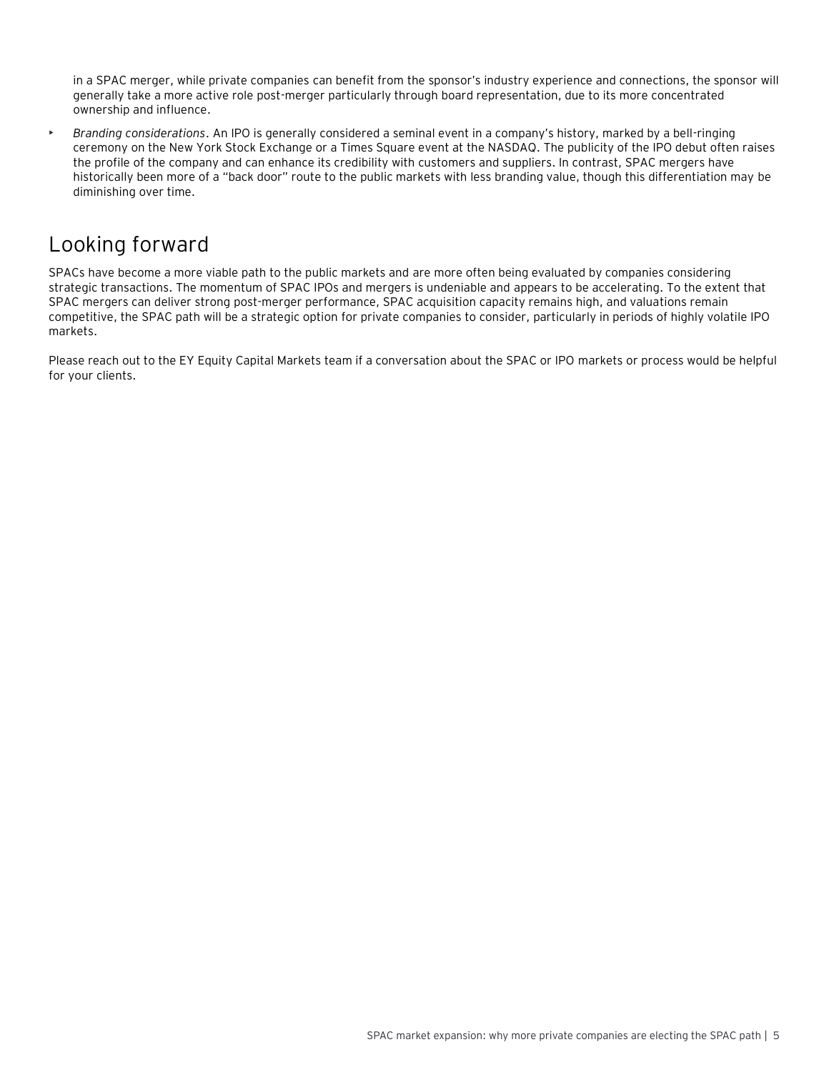in a SPAC merger, while private companies can benefit from the sponsor's industry experience and connections, the sponsor will generally take a more active role post-merger particularly through board representation, due to its more concentrated ownership and influence.

- *Branding considerations*. An IPO is generally considered a seminal event in a company's history, marked by a bell-ringing ceremony on the New York Stock Exchange or a Times Square event at the NASDAQ. The publicity of the IPO debut often raises the profile of the company and can enhance its credibility with customers and suppliers. In contrast, SPAC mergers have historically been more of a "back door" route to the public markets with less branding value, though this differentiation may be diminishing over time.

## Looking forward

SPACs have become a more viable path to the public markets and are more often being evaluated by companies considering strategic transactions. The momentum of SPAC IPOs and mergers is undeniable and appears to be accelerating. To the extent that SPAC mergers can deliver strong post-merger performance, SPAC acquisition capacity remains high, and valuations remain competitive, the SPAC path will be a strategic option for private companies to consider, particularly in periods of highly volatile IPO markets.

Please reach out to the EY Equity Capital Markets team if a conversation about the SPAC or IPO markets or process would be helpful for your clients.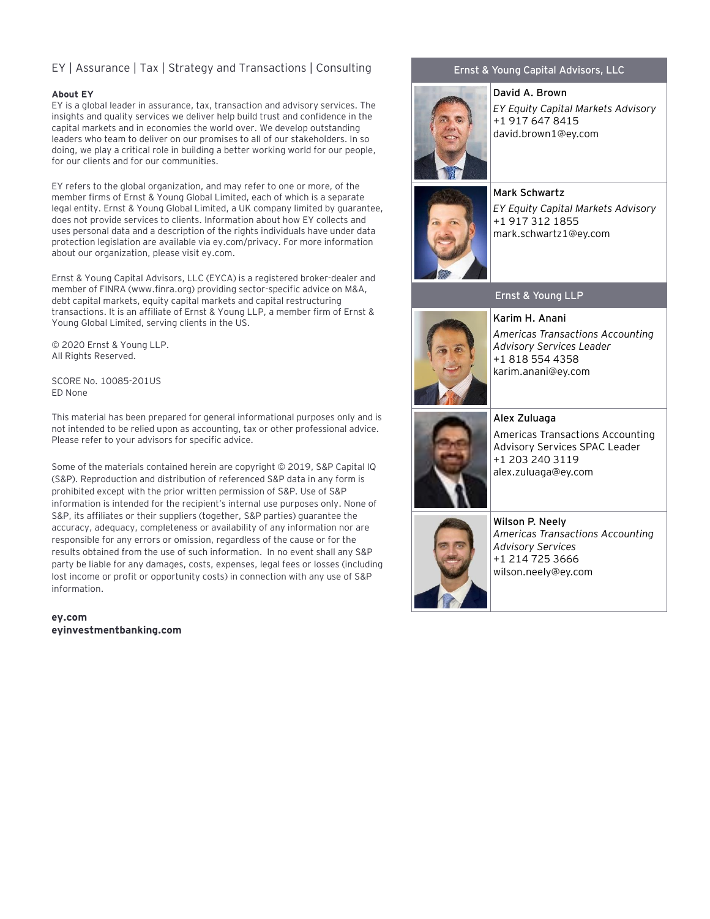EY | Assurance | Tax | Strategy and Transactions | Consulting

**About EY**

EY is a global leader in assurance, tax, transaction and advisory services. The insights and quality services we deliver help build trust and confidence in the capital markets and in economies the world over. We develop outstanding leaders who team to deliver on our promises to all of our stakeholders. In so doing, we play a critical role in building a better working world for our people, for our clients and for our communities.

EY refers to the global organization, and may refer to one or more, of the member firms of Ernst & Young Global Limited, each of which is a separate legal entity. Ernst & Young Global Limited, a UK company limited by guarantee, does not provide services to clients. Information about how EY collects and uses personal data and a description of the rights individuals have under data protection legislation are available via ey.com/privacy. For more information about our organization, please visit ey.com.

Ernst & Young Capital Advisors, LLC (EYCA) is a registered broker-dealer and member of FINRA (www.finra.org) providing sector-specific advice on M&A, debt capital markets, equity capital markets and capital restructuring transactions. It is an affiliate of Ernst & Young LLP, a member firm of Ernst & Young Global Limited, serving clients in the US.

© 2020 Ernst & Young LLP.
All Rights Reserved.

SCORE No. 10085-201US
ED None

This material has been prepared for general informational purposes only and is not intended to be relied upon as accounting, tax or other professional advice. Please refer to your advisors for specific advice.

Some of the materials contained herein are copyright © 2019, S&P Capital IQ (S&P). Reproduction and distribution of referenced S&P data in any form is prohibited except with the prior written permission of S&P. Use of S&P information is intended for the recipient's internal use purposes only. None of S&P, its affiliates or their suppliers (together, S&P parties) guarantee the accuracy, adequacy, completeness or availability of any information nor are responsible for any errors or omission, regardless of the cause or for the results obtained from the use of such information. In no event shall any S&P party be liable for any damages, costs, expenses, legal fees or losses (including lost income or profit or opportunity costs) in connection with any use of S&P information.

**ey.com**
**eyinvestmentbanking.com**

## Ernst & Young Capital Advisors, LLC

**David A. Brown**
*EY Equity Capital Markets Advisory*
+1 917 647 8415
david.brown1@ey.com

**Mark Schwartz**
*EY Equity Capital Markets Advisory*
+1 917 312 1855
mark.schwartz1@ey.com

## Ernst & Young LLP

**Karim H. Anani**
*Americas Transactions Accounting Advisory Services Leader*
+1 818 554 4358
karim.anani@ey.com

**Alex Zuluaga**
Americas Transactions Accounting Advisory Services SPAC Leader
+1 203 240 3119
alex.zuluaga@ey.com

**Wilson P. Neely**
*Americas Transactions Accounting Advisory Services*
+1 214 725 3666
wilson.neely@ey.com